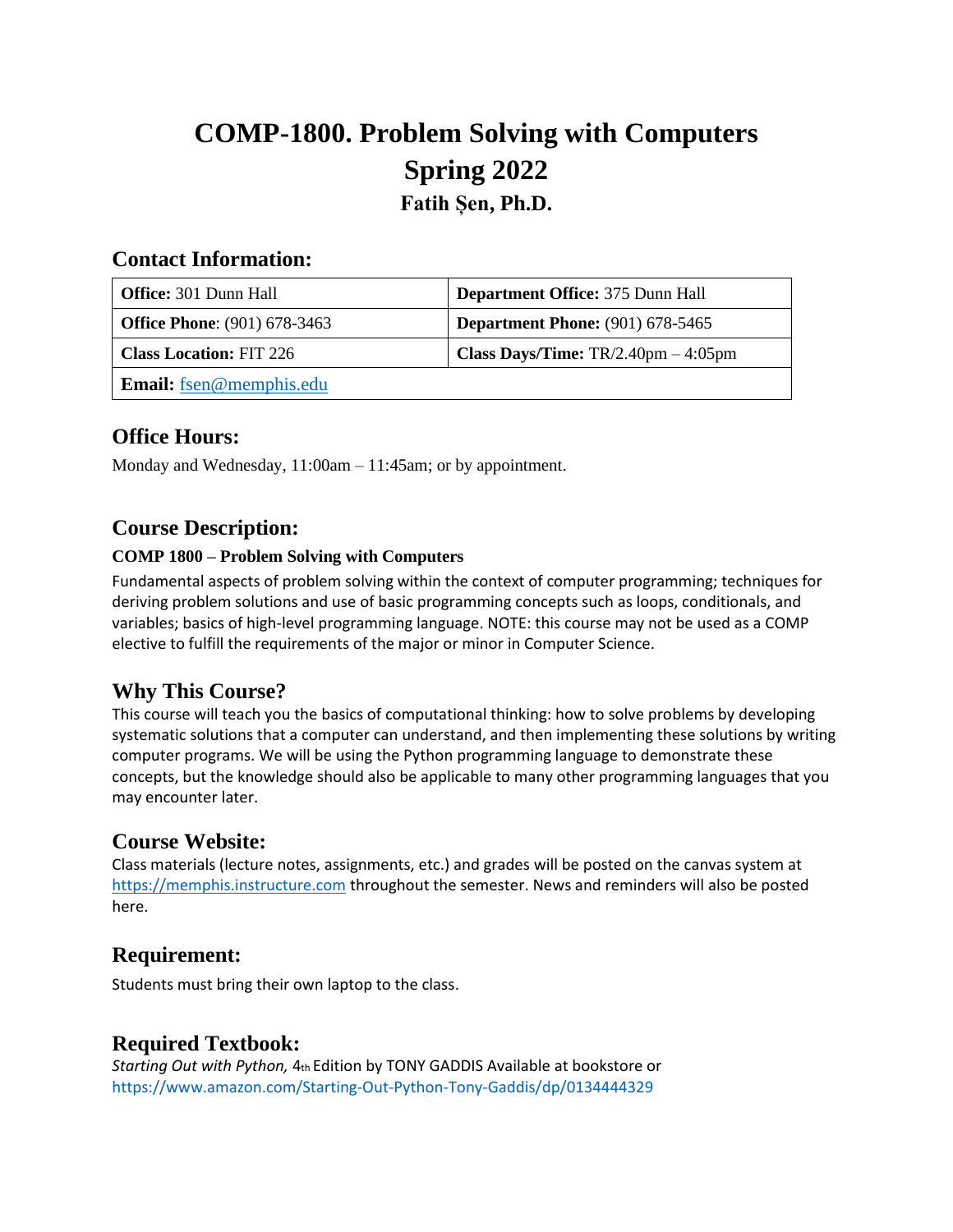# COMP-1800. Problem Solving with Computers
# Spring 2022
### Fatih Șen, Ph.D.

## Contact Information:

| **Office:** 301 Dunn Hall | **Department Office:** 375 Dunn Hall |
|---|---|
| **Office Phone**: (901) 678-3463 | **Department Phone:** (901) 678-5465 |
| **Class Location:** FIT 226 | **Class Days/Time:** TR/2.40pm – 4:05pm |
| **Email:** fsen@memphis.edu | |

## Office Hours:

Monday and Wednesday, 11:00am – 11:45am; or by appointment.

## Course Description:

### COMP 1800 – Problem Solving with Computers

Fundamental aspects of problem solving within the context of computer programming; techniques for deriving problem solutions and use of basic programming concepts such as loops, conditionals, and variables; basics of high-level programming language. NOTE: this course may not be used as a COMP elective to fulfill the requirements of the major or minor in Computer Science.

## Why This Course?

This course will teach you the basics of computational thinking: how to solve problems by developing systematic solutions that a computer can understand, and then implementing these solutions by writing computer programs. We will be using the Python programming language to demonstrate these concepts, but the knowledge should also be applicable to many other programming languages that you may encounter later.

## Course Website:

Class materials (lecture notes, assignments, etc.) and grades will be posted on the canvas system at https://memphis.instructure.com throughout the semester. News and reminders will also be posted here.

## Requirement:

Students must bring their own laptop to the class.

## Required Textbook:

*Starting Out with Python,* 4th Edition by TONY GADDIS Available at bookstore or https://www.amazon.com/Starting-Out-Python-Tony-Gaddis/dp/0134444329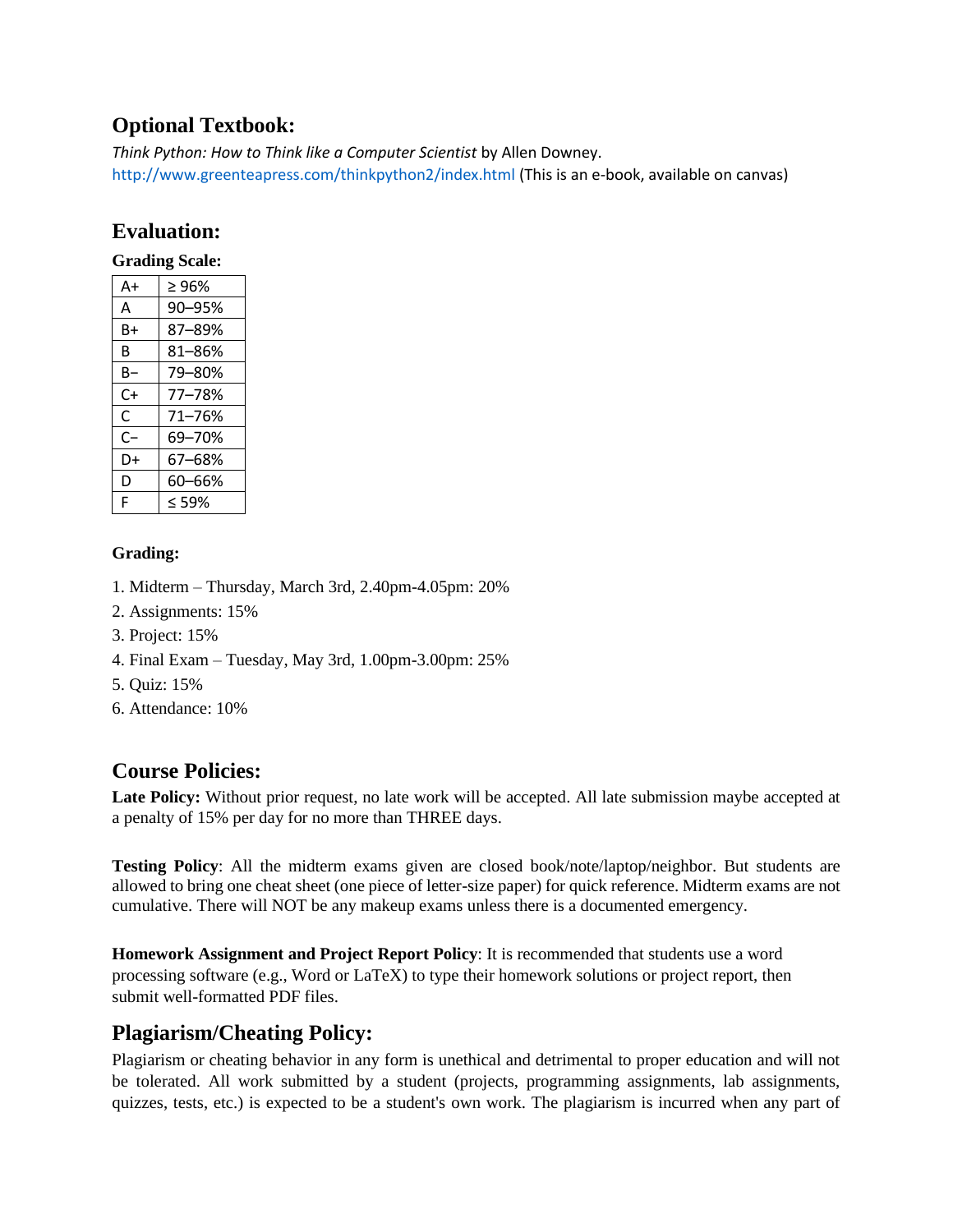## Optional Textbook:

*Think Python: How to Think like a Computer Scientist* by Allen Downey.
http://www.greenteapress.com/thinkpython2/index.html (This is an e-book, available on canvas)

## Evaluation:

**Grading Scale:**

| A+ | ≥ 96% |
|---|---|
| A | 90–95% |
| B+ | 87–89% |
| B | 81–86% |
| B− | 79–80% |
| C+ | 77–78% |
| C | 71–76% |
| C− | 69–70% |
| D+ | 67–68% |
| D | 60–66% |
| F | ≤ 59% |

**Grading:**

1. Midterm – Thursday, March 3rd, 2.40pm-4.05pm: 20%
2. Assignments: 15%
3. Project: 15%
4. Final Exam – Tuesday, May 3rd, 1.00pm-3.00pm: 25%
5. Quiz: 15%
6. Attendance: 10%

## Course Policies:

**Late Policy:** Without prior request, no late work will be accepted. All late submission maybe accepted at a penalty of 15% per day for no more than THREE days.

**Testing Policy**: All the midterm exams given are closed book/note/laptop/neighbor. But students are allowed to bring one cheat sheet (one piece of letter-size paper) for quick reference. Midterm exams are not cumulative. There will NOT be any makeup exams unless there is a documented emergency.

**Homework Assignment and Project Report Policy**: It is recommended that students use a word processing software (e.g., Word or LaTeX) to type their homework solutions or project report, then submit well-formatted PDF files.

## Plagiarism/Cheating Policy:

Plagiarism or cheating behavior in any form is unethical and detrimental to proper education and will not be tolerated. All work submitted by a student (projects, programming assignments, lab assignments, quizzes, tests, etc.) is expected to be a student's own work. The plagiarism is incurred when any part of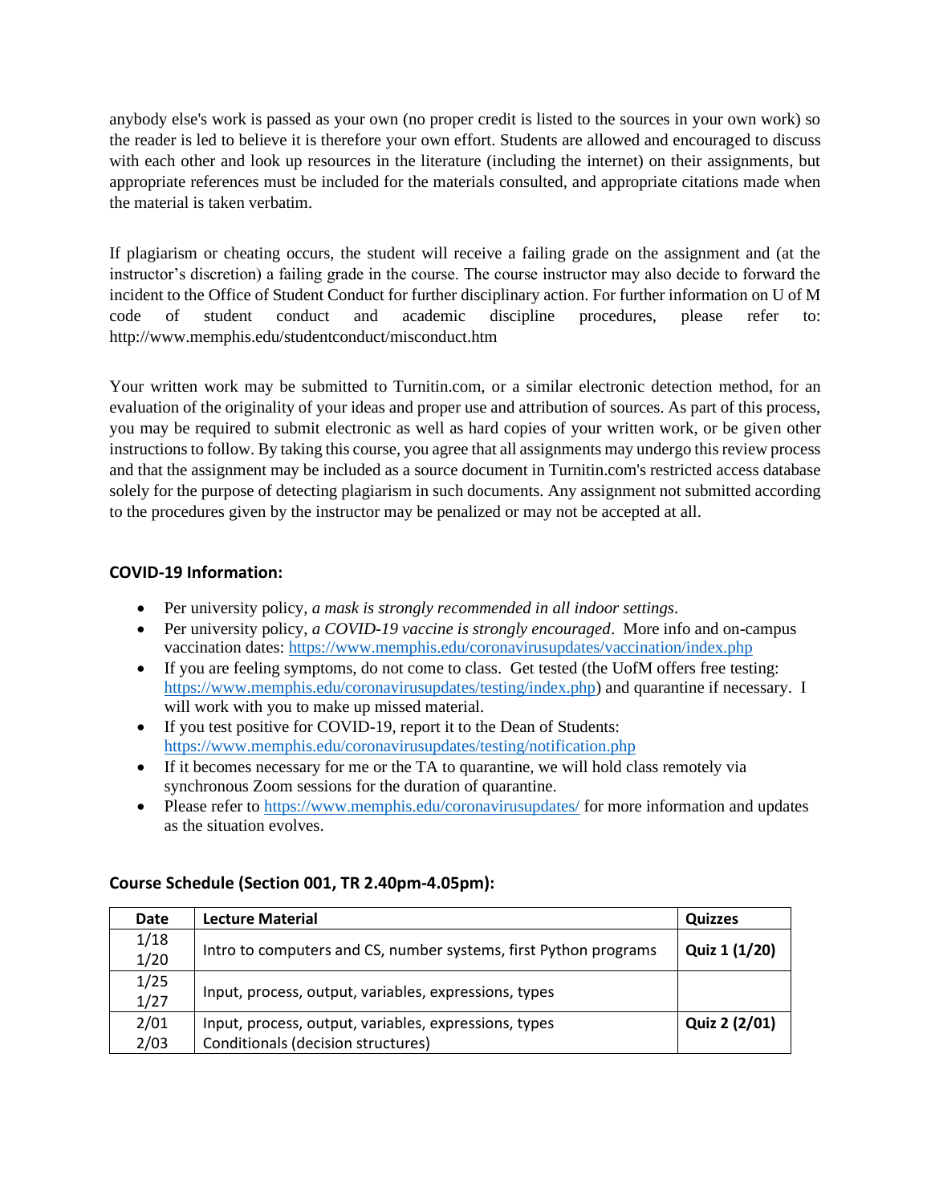anybody else's work is passed as your own (no proper credit is listed to the sources in your own work) so the reader is led to believe it is therefore your own effort. Students are allowed and encouraged to discuss with each other and look up resources in the literature (including the internet) on their assignments, but appropriate references must be included for the materials consulted, and appropriate citations made when the material is taken verbatim.

If plagiarism or cheating occurs, the student will receive a failing grade on the assignment and (at the instructor's discretion) a failing grade in the course. The course instructor may also decide to forward the incident to the Office of Student Conduct for further disciplinary action. For further information on U of M code of student conduct and academic discipline procedures, please refer to: http://www.memphis.edu/studentconduct/misconduct.htm

Your written work may be submitted to Turnitin.com, or a similar electronic detection method, for an evaluation of the originality of your ideas and proper use and attribution of sources. As part of this process, you may be required to submit electronic as well as hard copies of your written work, or be given other instructions to follow. By taking this course, you agree that all assignments may undergo this review process and that the assignment may be included as a source document in Turnitin.com's restricted access database solely for the purpose of detecting plagiarism in such documents. Any assignment not submitted according to the procedures given by the instructor may be penalized or may not be accepted at all.

### COVID-19 Information:

- Per university policy, *a mask is strongly recommended in all indoor settings*.
- Per university policy, *a COVID-19 vaccine is strongly encouraged*. More info and on-campus vaccination dates: https://www.memphis.edu/coronavirusupdates/vaccination/index.php
- If you are feeling symptoms, do not come to class. Get tested (the UofM offers free testing: https://www.memphis.edu/coronavirusupdates/testing/index.php) and quarantine if necessary. I will work with you to make up missed material.
- If you test positive for COVID-19, report it to the Dean of Students: https://www.memphis.edu/coronavirusupdates/testing/notification.php
- If it becomes necessary for me or the TA to quarantine, we will hold class remotely via synchronous Zoom sessions for the duration of quarantine.
- Please refer to https://www.memphis.edu/coronavirusupdates/ for more information and updates as the situation evolves.

### Course Schedule (Section 001, TR 2.40pm-4.05pm):

| Date | Lecture Material | Quizzes |
|---|---|---|
| 1/18<br>1/20 | Intro to computers and CS, number systems, first Python programs | **Quiz 1 (1/20)** |
| 1/25<br>1/27 | Input, process, output, variables, expressions, types | |
| 2/01<br>2/03 | Input, process, output, variables, expressions, types<br>Conditionals (decision structures) | **Quiz 2 (2/01)** |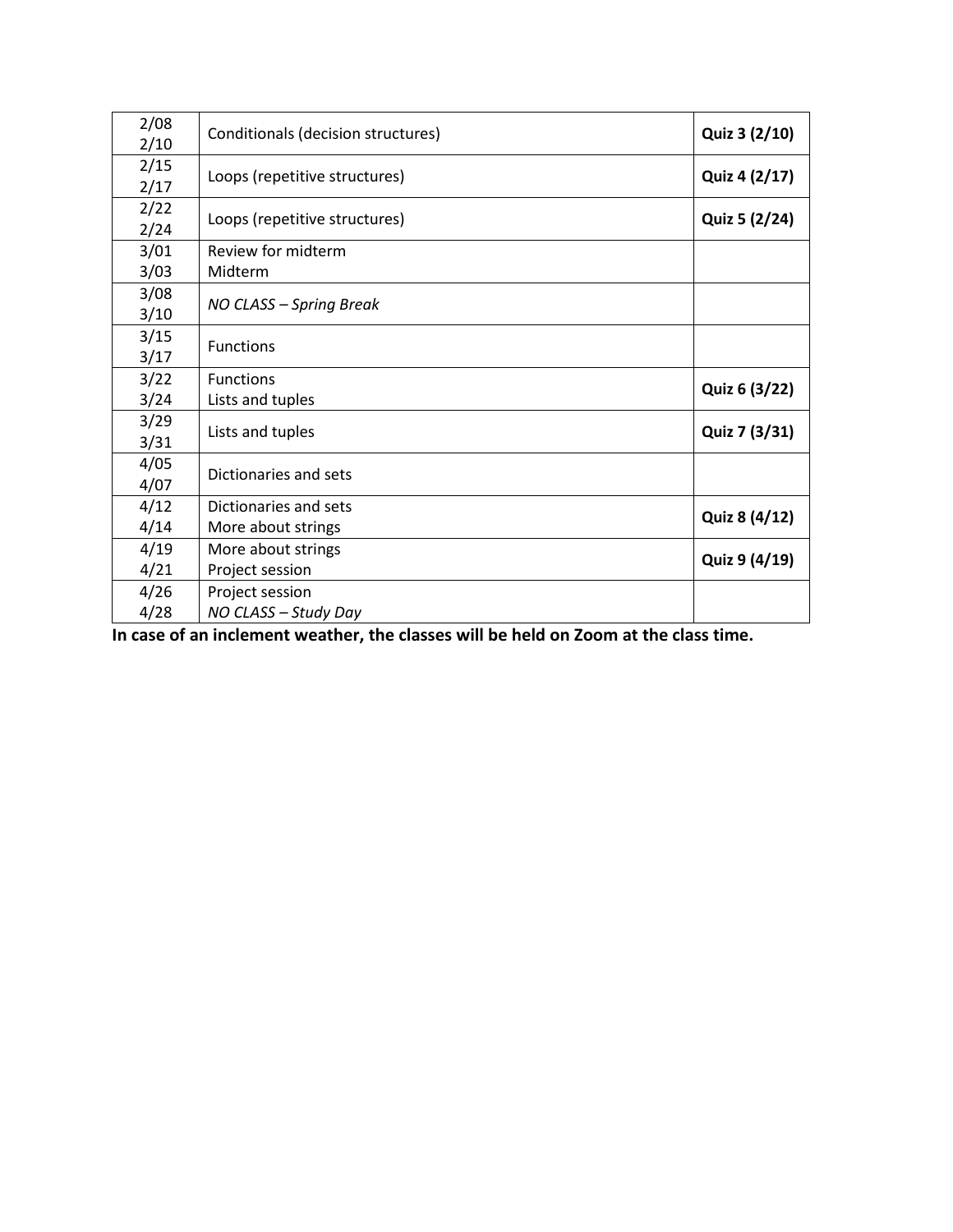| | | |
|---|---|---|
| 2/08<br>2/10 | Conditionals (decision structures) | **Quiz 3 (2/10)** |
| 2/15<br>2/17 | Loops (repetitive structures) | **Quiz 4 (2/17)** |
| 2/22<br>2/24 | Loops (repetitive structures) | **Quiz 5 (2/24)** |
| 3/01<br>3/03 | Review for midterm<br>Midterm | |
| 3/08<br>3/10 | *NO CLASS – Spring Break* | |
| 3/15<br>3/17 | Functions | |
| 3/22<br>3/24 | Functions<br>Lists and tuples | **Quiz 6 (3/22)** |
| 3/29<br>3/31 | Lists and tuples | **Quiz 7 (3/31)** |
| 4/05<br>4/07 | Dictionaries and sets | |
| 4/12<br>4/14 | Dictionaries and sets<br>More about strings | **Quiz 8 (4/12)** |
| 4/19<br>4/21 | More about strings<br>Project session | **Quiz 9 (4/19)** |
| 4/26<br>4/28 | Project session<br>*NO CLASS – Study Day* | |

**In case of an inclement weather, the classes will be held on Zoom at the class time.**